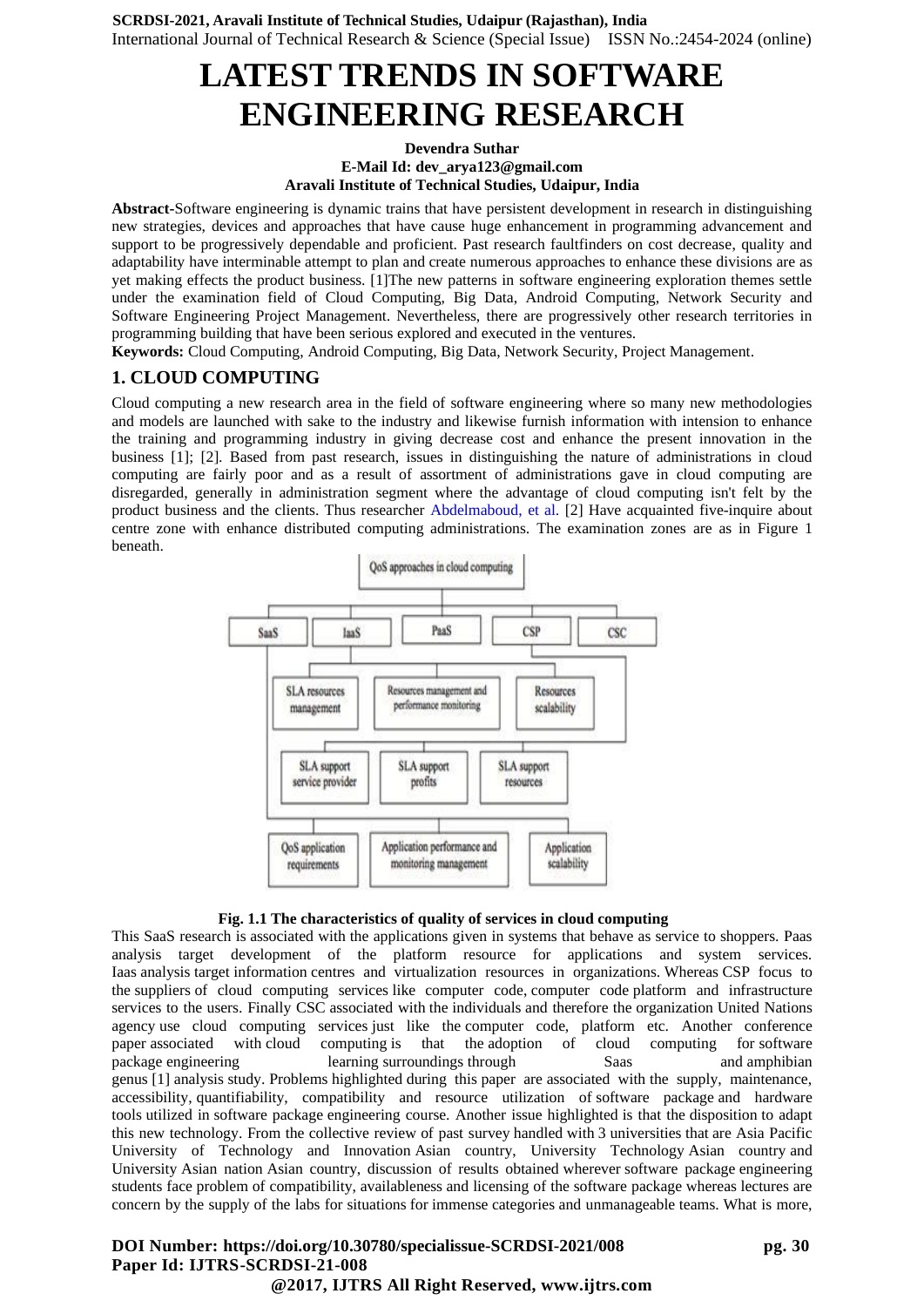# LATEST TRENDS IN SOFTWARE ENGINEERING RESEARCH

**Devendra Suthar**
**E-Mail Id: dev_arya123@gmail.com**
**Aravali Institute of Technical Studies, Udaipur, India**

**Abstract-**Software engineering is dynamic trains that have persistent development in research in distinguishing new strategies, devices and approaches that have cause huge enhancement in programming advancement and support to be progressively dependable and proficient. Past research faultfinders on cost decrease, quality and adaptability have interminable attempt to plan and create numerous approaches to enhance these divisions are as yet making effects the product business. [1]The new patterns in software engineering exploration themes settle under the examination field of Cloud Computing, Big Data, Android Computing, Network Security and Software Engineering Project Management. Nevertheless, there are progressively other research territories in programming building that have been serious explored and executed in the ventures.

**Keywords:** Cloud Computing, Android Computing, Big Data, Network Security, Project Management.

## 1. CLOUD COMPUTING

Cloud computing a new research area in the field of software engineering where so many new methodologies and models are launched with sake to the industry and likewise furnish information with intension to enhance the training and programming industry in giving decrease cost and enhance the present innovation in the business [1]; [2]. Based from past research, issues in distinguishing the nature of administrations in cloud computing are fairly poor and as a result of assortment of administrations gave in cloud computing are disregarded, generally in administration segment where the advantage of cloud computing isn't felt by the product business and the clients. Thus researcher Abdelmaboud, et al. [2] Have acquainted five-inquire about centre zone with enhance distributed computing administrations. The examination zones are as in Figure 1 beneath.

QoS approaches in cloud computing

SaaS | IaaS | PaaS | CSP | CSC

SLA resources management | Resources management and performance monitoring | Resources scalability

SLA support service provider | SLA support profits | SLA support resources

QoS application requirements | Application performance and monitoring management | Application scalability

**Fig. 1.1 The characteristics of quality of services in cloud computing**

This SaaS research is associated with the applications given in systems that behave as service to shoppers. Paas analysis target development of the platform resource for applications and system services. Iaas analysis target information centres and virtualization resources in organizations. Whereas CSP focus to the suppliers of cloud computing services like computer code, computer code platform and infrastructure services to the users. Finally CSC associated with the individuals and therefore the organization United Nations agency use cloud computing services just like the computer code, platform etc. Another conference paper associated with cloud computing is that the adoption of cloud computing for software package engineering learning surroundings through Saas and amphibian genus [1] analysis study. Problems highlighted during this paper are associated with the supply, maintenance, accessibility, quantifiability, compatibility and resource utilization of software package and hardware tools utilized in software package engineering course. Another issue highlighted is that the disposition to adapt this new technology. From the collective review of past survey handled with 3 universities that are Asia Pacific University of Technology and Innovation Asian country, University Technology Asian country and University Asian nation Asian country, discussion of results obtained wherever software package engineering students face problem of compatibility, availableness and licensing of the software package whereas lectures are concern by the supply of the labs for situations for immense categories and unmanageable teams. What is more,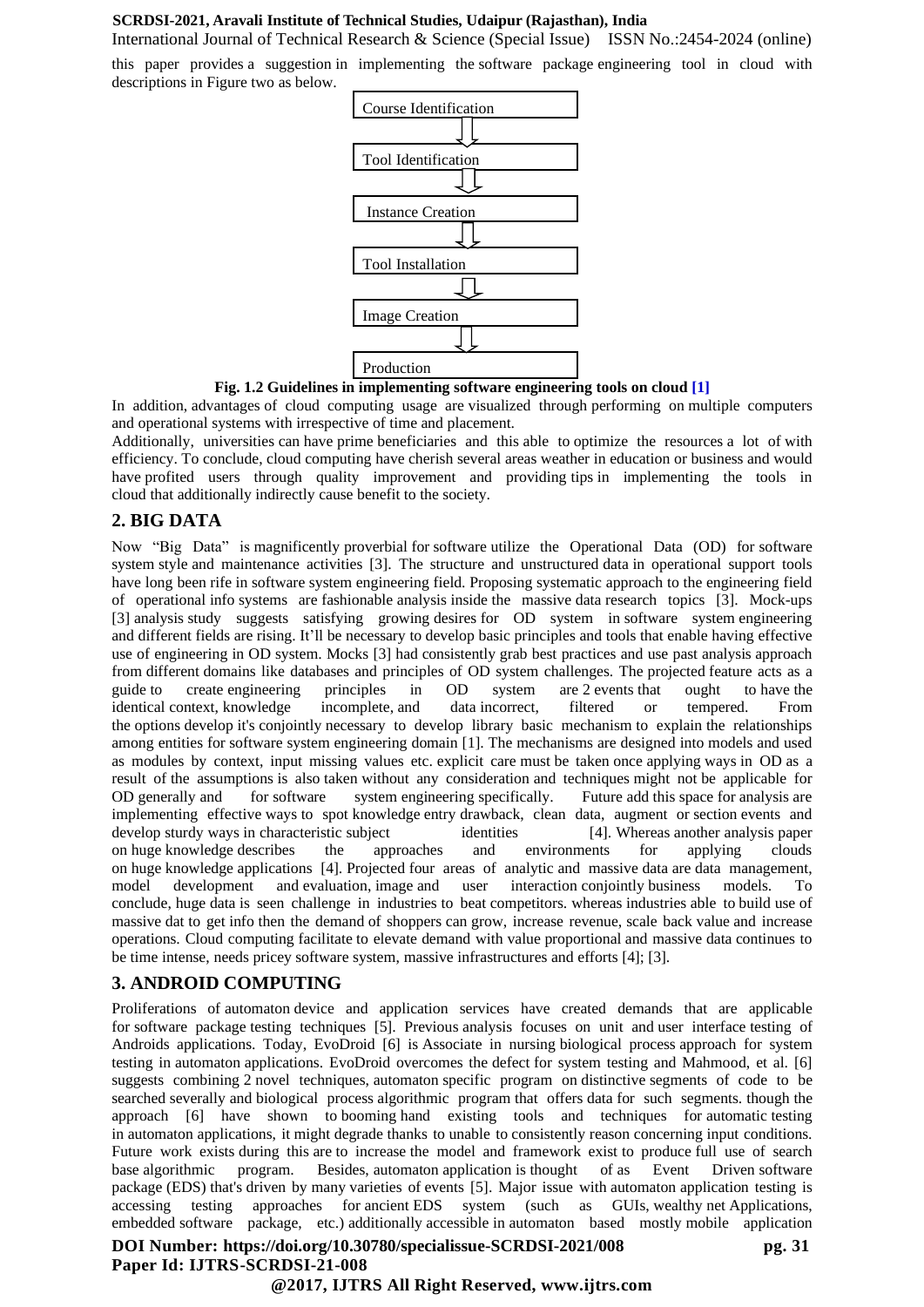this paper provides a suggestion in implementing the software package engineering tool in cloud with descriptions in Figure two as below.

Course Identification
↓
Tool Identification
↓
Instance Creation
↓
Tool Installation
↓
Image Creation
↓
Production

**Fig. 1.2 Guidelines in implementing software engineering tools on cloud [1]**

In addition, advantages of cloud computing usage are visualized through performing on multiple computers and operational systems with irrespective of time and placement.

Additionally, universities can have prime beneficiaries and this able to optimize the resources a lot of with efficiency. To conclude, cloud computing have cherish several areas weather in education or business and would have profited users through quality improvement and providing tips in implementing the tools in cloud that additionally indirectly cause benefit to the society.

## 2. BIG DATA

Now "Big Data" is magnificently proverbial for software utilize the Operational Data (OD) for software system style and maintenance activities [3]. The structure and unstructured data in operational support tools have long been rife in software system engineering field. Proposing systematic approach to the engineering field of operational info systems are fashionable analysis inside the massive data research topics [3]. Mock-ups [3] analysis study suggests satisfying growing desires for OD system in software system engineering and different fields are rising. It'll be necessary to develop basic principles and tools that enable having effective use of engineering in OD system. Mocks [3] had consistently grab best practices and use past analysis approach from different domains like databases and principles of OD system challenges. The projected feature acts as a guide to create engineering principles in OD system are 2 events that ought to have the identical context, knowledge incomplete, and data incorrect, filtered or tempered. From the options develop it's conjointly necessary to develop library basic mechanism to explain the relationships among entities for software system engineering domain [1]. The mechanisms are designed into models and used as modules by context, input missing values etc. explicit care must be taken once applying ways in OD as a result of the assumptions is also taken without any consideration and techniques might not be applicable for OD generally and for software system engineering specifically. Future add this space for analysis are implementing effective ways to spot knowledge entry drawback, clean data, augment or section events and develop sturdy ways in characteristic subject identities [4]. Whereas another analysis paper on huge knowledge describes the approaches and environments for applying clouds on huge knowledge applications [4]. Projected four areas of analytic and massive data are data management, model development and evaluation, image and user interaction conjointly business models. To conclude, huge data is seen challenge in industries to beat competitors. whereas industries able to build use of massive dat to get info then the demand of shoppers can grow, increase revenue, scale back value and increase operations. Cloud computing facilitate to elevate demand with value proportional and massive data continues to be time intense, needs pricey software system, massive infrastructures and efforts [4]; [3].

## 3. ANDROID COMPUTING

Proliferations of automaton device and application services have created demands that are applicable for software package testing techniques [5]. Previous analysis focuses on unit and user interface testing of Androids applications. Today, EvoDroid [6] is Associate in nursing biological process approach for system testing in automaton applications. EvoDroid overcomes the defect for system testing and Mahmood, et al. [6] suggests combining 2 novel techniques, automaton specific program on distinctive segments of code to be searched severally and biological process algorithmic program that offers data for such segments. though the approach [6] have shown to booming hand existing tools and techniques for automatic testing in automaton applications, it might degrade thanks to unable to consistently reason concerning input conditions. Future work exists during this are to increase the model and framework exist to produce full use of search base algorithmic program. Besides, automaton application is thought of as Event Driven software package (EDS) that's driven by many varieties of events [5]. Major issue with automaton application testing is accessing testing approaches for ancient EDS system (such as GUIs, wealthy net Applications, embedded software package, etc.) additionally accessible in automaton based mostly mobile application

**DOI Number: https://doi.org/10.30780/specialissue-SCRDSI-2021/008**
**Paper Id: IJTRS-SCRDSI-21-008**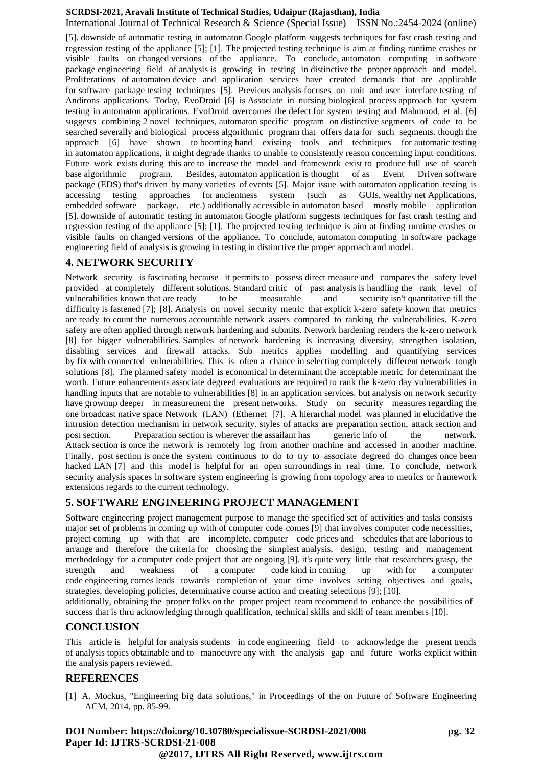[5]. downside of automatic testing in automaton Google platform suggests techniques for fast crash testing and regression testing of the appliance [5]; [1]. The projected testing technique is aim at finding runtime crashes or visible faults on changed versions of the appliance. To conclude, automaton computing in software package engineering field of analysis is growing in testing in distinctive the proper approach and model. Proliferations of automaton device and application services have created demands that are applicable for software package testing techniques [5]. Previous analysis focuses on unit and user interface testing of Andirons applications. Today, EvoDroid [6] is Associate in nursing biological process approach for system testing in automaton applications. EvoDroid overcomes the defect for system testing and Mahmood, et al. [6] suggests combining 2 novel techniques, automaton specific program on distinctive segments of code to be searched severally and biological process algorithmic program that offers data for such segments. though the approach [6] have shown to booming hand existing tools and techniques for automatic testing in automaton applications, it might degrade thanks to unable to consistently reason concerning input conditions. Future work exists during this are to increase the model and framework exist to produce full use of search base algorithmic program. Besides, automaton application is thought of as Event Driven software package (EDS) that's driven by many varieties of events [5]. Major issue with automaton application testing is accessing testing approaches for ancientness system (such as GUIs, wealthy net Applications, embedded software package, etc.) additionally accessible in automaton based mostly mobile application [5]. downside of automatic testing in automaton Google platform suggests techniques for fast crash testing and regression testing of the appliance [5]; [1]. The projected testing technique is aim at finding runtime crashes or visible faults on changed versions of the appliance. To conclude, automaton computing in software package engineering field of analysis is growing in testing in distinctive the proper approach and model.

## 4. NETWORK SECURITY

Network security is fascinating because it permits to possess direct measure and compares the safety level provided at completely different solutions. Standard critic of past analysis is handling the rank level of vulnerabilities known that are ready to be measurable and security isn't quantitative till the difficulty is fastened [7]; [8]. Analysis on novel security metric that explicit k-zero safety known that metrics are ready to count the numerous accountable network assets compared to ranking the vulnerabilities. K-zero safety are often applied through network hardening and submits. Network hardening renders the k-zero network [8] for bigger vulnerabilities. Samples of network hardening is increasing diversity, strengthen isolation, disabling services and firewall attacks. Sub metrics applies modelling and quantifying services by fix with connected vulnerabilities. This is often a chance in selecting completely different network tough solutions [8]. The planned safety model is economical in determinant the acceptable metric for determinant the worth. Future enhancements associate degreed evaluations are required to rank the k-zero day vulnerabilities in handling inputs that are notable to vulnerabilities [8] in an application services. but analysis on network security have grownup deeper in measurement the present networks. Study on security measures regarding the one broadcast native space Network (LAN) (Ethernet [7]. A hierarchal model was planned in elucidative the intrusion detection mechanism in network security. styles of attacks are preparation section, attack section and post section. Preparation section is wherever the assailant has generic info of the network. Attack section is once the network is remotely log from another machine and accessed in another machine. Finally, post section is once the system continuous to do to try to associate degreed do changes once been hacked LAN [7] and this model is helpful for an open surroundings in real time. To conclude, network security analysis spaces in software system engineering is growing from topology area to metrics or framework extensions regards to the current technology.

## 5. SOFTWARE ENGINEERING PROJECT MANAGEMENT

Software engineering project management purpose to manage the specified set of activities and tasks consists major set of problems in coming up with of computer code comes [9] that involves computer code necessities, project coming up with that are incomplete, computer code prices and schedules that are laborious to arrange and therefore the criteria for choosing the simplest analysis, design, testing and management methodology for a computer code project that are ongoing [9]. it's quite very little that researchers grasp, the strength and weakness of a computer code kind in coming up with for a computer code engineering comes leads towards completion of your time involves setting objectives and goals, strategies, developing policies, determinative course action and creating selections [9]; [10].

additionally, obtaining the proper folks on the proper project team recommend to enhance the possibilities of success that is thru acknowledging through qualification, technical skills and skill of team members [10].

## CONCLUSION

This article is helpful for analysis students in code engineering field to acknowledge the present trends of analysis topics obtainable and to manoeuvre any with the analysis gap and future works explicit within the analysis papers reviewed.

## REFERENCES

[1] A. Mockus, "Engineering big data solutions," in Proceedings of the on Future of Software Engineering ACM, 2014, pp. 85-99.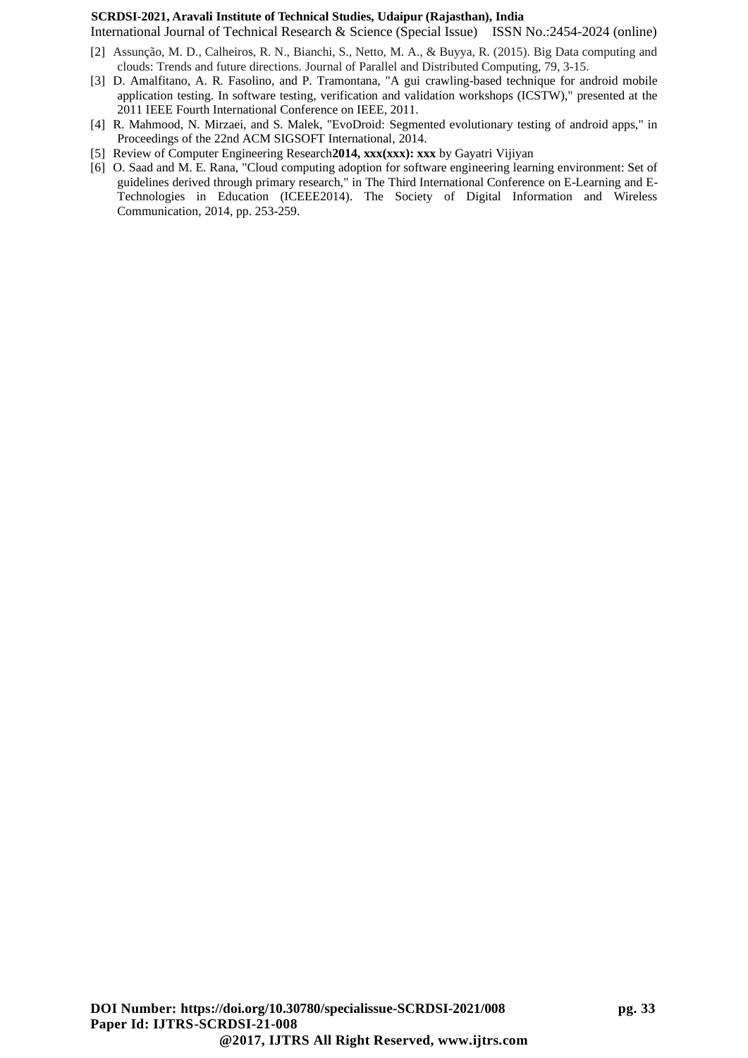[2] Assunção, M. D., Calheiros, R. N., Bianchi, S., Netto, M. A., & Buyya, R. (2015). Big Data computing and clouds: Trends and future directions. Journal of Parallel and Distributed Computing, 79, 3-15.

[3] D. Amalfitano, A. R. Fasolino, and P. Tramontana, "A gui crawling-based technique for android mobile application testing. In software testing, verification and validation workshops (ICSTW)," presented at the 2011 IEEE Fourth International Conference on IEEE, 2011.

[4] R. Mahmood, N. Mirzaei, and S. Malek, "EvoDroid: Segmented evolutionary testing of android apps," in Proceedings of the 22nd ACM SIGSOFT International, 2014.

[5] Review of Computer Engineering Research**2014, xxx(xxx): xxx** by Gayatri Vijiyan

[6] O. Saad and M. E. Rana, "Cloud computing adoption for software engineering learning environment: Set of guidelines derived through primary research," in The Third International Conference on E-Learning and E-Technologies in Education (ICEEE2014). The Society of Digital Information and Wireless Communication, 2014, pp. 253-259.